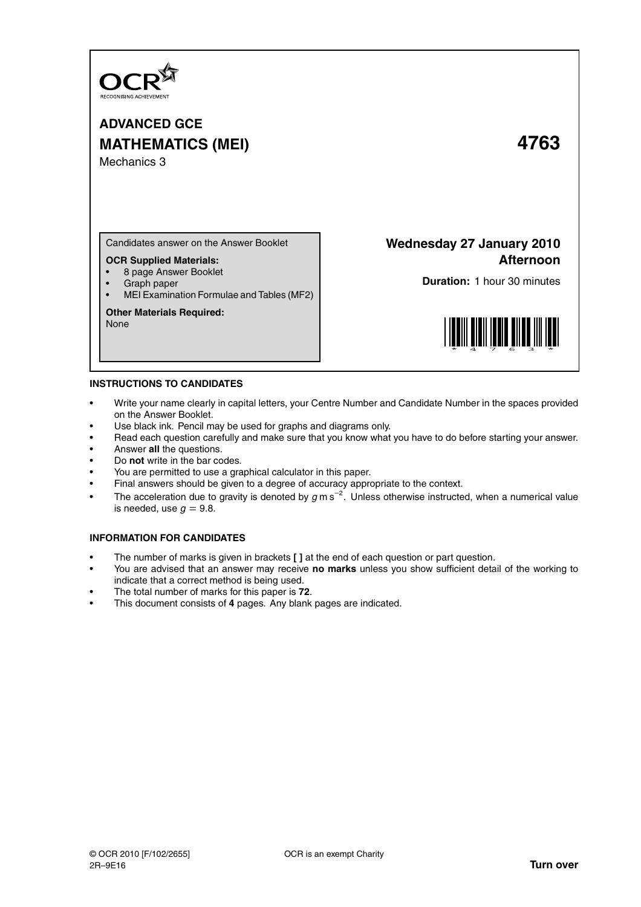OCR
RECOGNISING ACHIEVEMENT

# ADVANCED GCE

# MATHEMATICS (MEI) 4763

Mechanics 3

Candidates answer on the Answer Booklet

**OCR Supplied Materials:**

- 8 page Answer Booklet
- Graph paper
- MEI Examination Formulae and Tables (MF2)

**Other Materials Required:**
None

**Wednesday 27 January 2010**
**Afternoon**

**Duration:** 1 hour 30 minutes

## INSTRUCTIONS TO CANDIDATES

- Write your name clearly in capital letters, your Centre Number and Candidate Number in the spaces provided on the Answer Booklet.
- Use black ink. Pencil may be used for graphs and diagrams only.
- Read each question carefully and make sure that you know what you have to do before starting your answer.
- Answer **all** the questions.
- Do **not** write in the bar codes.
- You are permitted to use a graphical calculator in this paper.
- Final answers should be given to a degree of accuracy appropriate to the context.
- The acceleration due to gravity is denoted by $g\,\mathrm{m\,s^{-2}}$. Unless otherwise instructed, when a numerical value is needed, use $g = 9.8$.

## INFORMATION FOR CANDIDATES

- The number of marks is given in brackets **[ ]** at the end of each question or part question.
- You are advised that an answer may receive **no marks** unless you show sufficient detail of the working to indicate that a correct method is being used.
- The total number of marks for this paper is **72**.
- This document consists of **4** pages. Any blank pages are indicated.

© OCR 2010 [F/102/2655]
2R–9E16

OCR is an exempt Charity

**Turn over**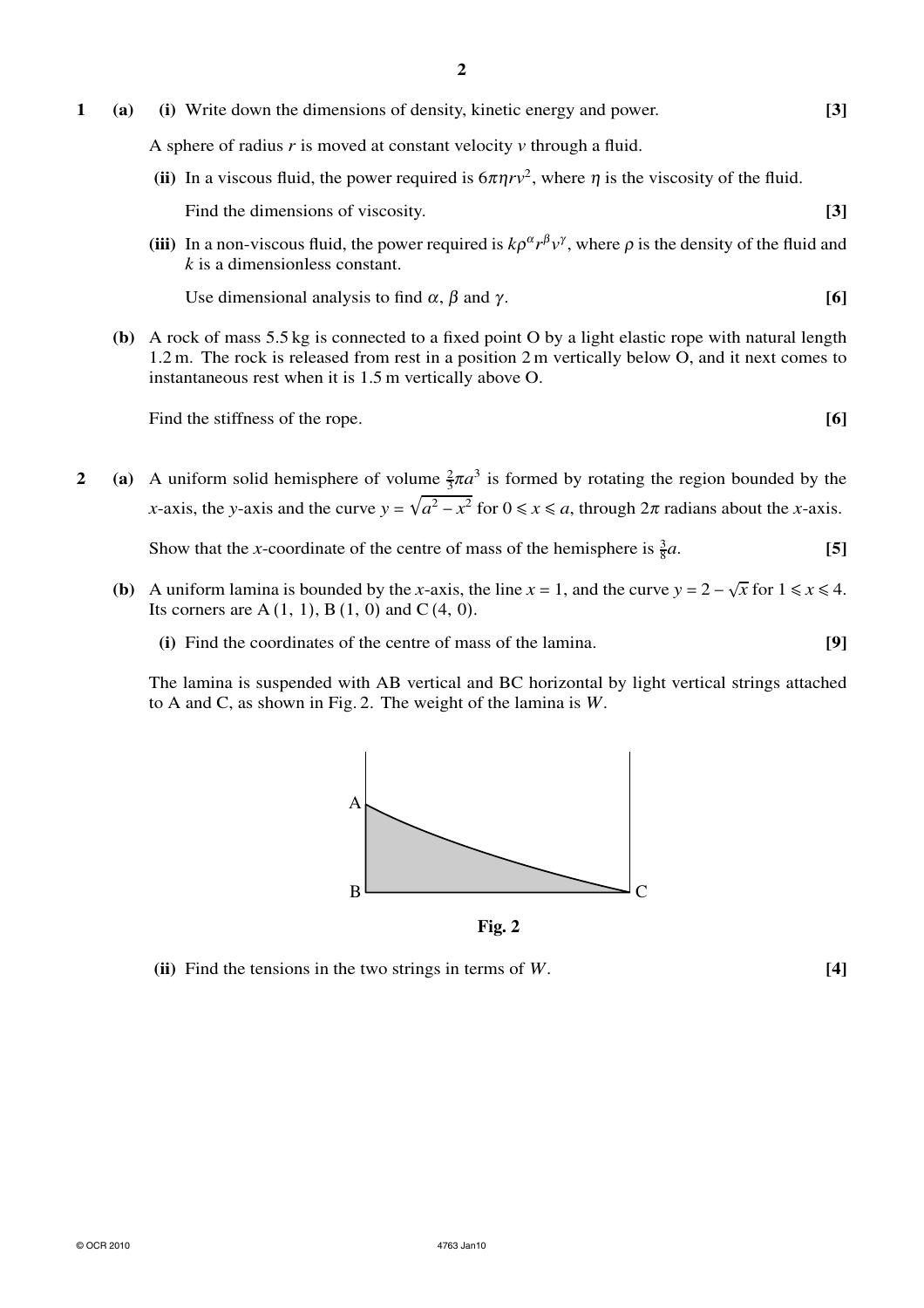**1** **(a)** **(i)** Write down the dimensions of density, kinetic energy and power. **[3]**

A sphere of radius $r$ is moved at constant velocity $v$ through a fluid.

**(ii)** In a viscous fluid, the power required is $6\pi\eta r v^2$, where $\eta$ is the viscosity of the fluid.

Find the dimensions of viscosity. **[3]**

**(iii)** In a non-viscous fluid, the power required is $k\rho^{\alpha} r^{\beta} v^{\gamma}$, where $\rho$ is the density of the fluid and $k$ is a dimensionless constant.

Use dimensional analysis to find $\alpha$, $\beta$ and $\gamma$. **[6]**

**(b)** A rock of mass 5.5 kg is connected to a fixed point O by a light elastic rope with natural length 1.2 m. The rock is released from rest in a position 2 m vertically below O, and it next comes to instantaneous rest when it is 1.5 m vertically above O.

Find the stiffness of the rope. **[6]**

**2** **(a)** A uniform solid hemisphere of volume $\frac{2}{3}\pi a^3$ is formed by rotating the region bounded by the $x$-axis, the $y$-axis and the curve $y = \sqrt{a^2 - x^2}$ for $0 \leqslant x \leqslant a$, through $2\pi$ radians about the $x$-axis.

Show that the $x$-coordinate of the centre of mass of the hemisphere is $\frac{3}{8}a$. **[5]**

**(b)** A uniform lamina is bounded by the $x$-axis, the line $x = 1$, and the curve $y = 2 - \sqrt{x}$ for $1 \leqslant x \leqslant 4$. Its corners are A (1, 1), B (1, 0) and C (4, 0).

**(i)** Find the coordinates of the centre of mass of the lamina. **[9]**

The lamina is suspended with AB vertical and BC horizontal by light vertical strings attached to A and C, as shown in Fig. 2. The weight of the lamina is $W$.

**Fig. 2**

**(ii)** Find the tensions in the two strings in terms of $W$. **[4]**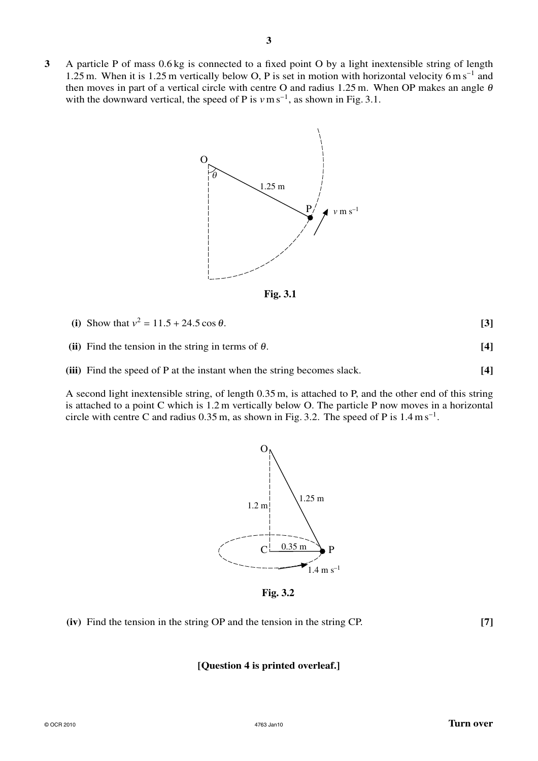**3** A particle P of mass 0.6 kg is connected to a fixed point O by a light inextensible string of length 1.25 m. When it is 1.25 m vertically below O, P is set in motion with horizontal velocity $6\,\text{m}\,\text{s}^{-1}$ and then moves in part of a vertical circle with centre O and radius 1.25 m. When OP makes an angle $\theta$ with the downward vertical, the speed of P is $v\,\text{m}\,\text{s}^{-1}$, as shown in Fig. 3.1.

**Fig. 3.1**

**(i)** Show that $v^2 = 11.5 + 24.5\cos\theta$. **[3]**

**(ii)** Find the tension in the string in terms of $\theta$. **[4]**

**(iii)** Find the speed of P at the instant when the string becomes slack. **[4]**

A second light inextensible string, of length 0.35 m, is attached to P, and the other end of this string is attached to a point C which is 1.2 m vertically below O. The particle P now moves in a horizontal circle with centre C and radius 0.35 m, as shown in Fig. 3.2. The speed of P is $1.4\,\text{m}\,\text{s}^{-1}$.

**Fig. 3.2**

**(iv)** Find the tension in the string OP and the tension in the string CP. **[7]**

**[Question 4 is printed overleaf.]**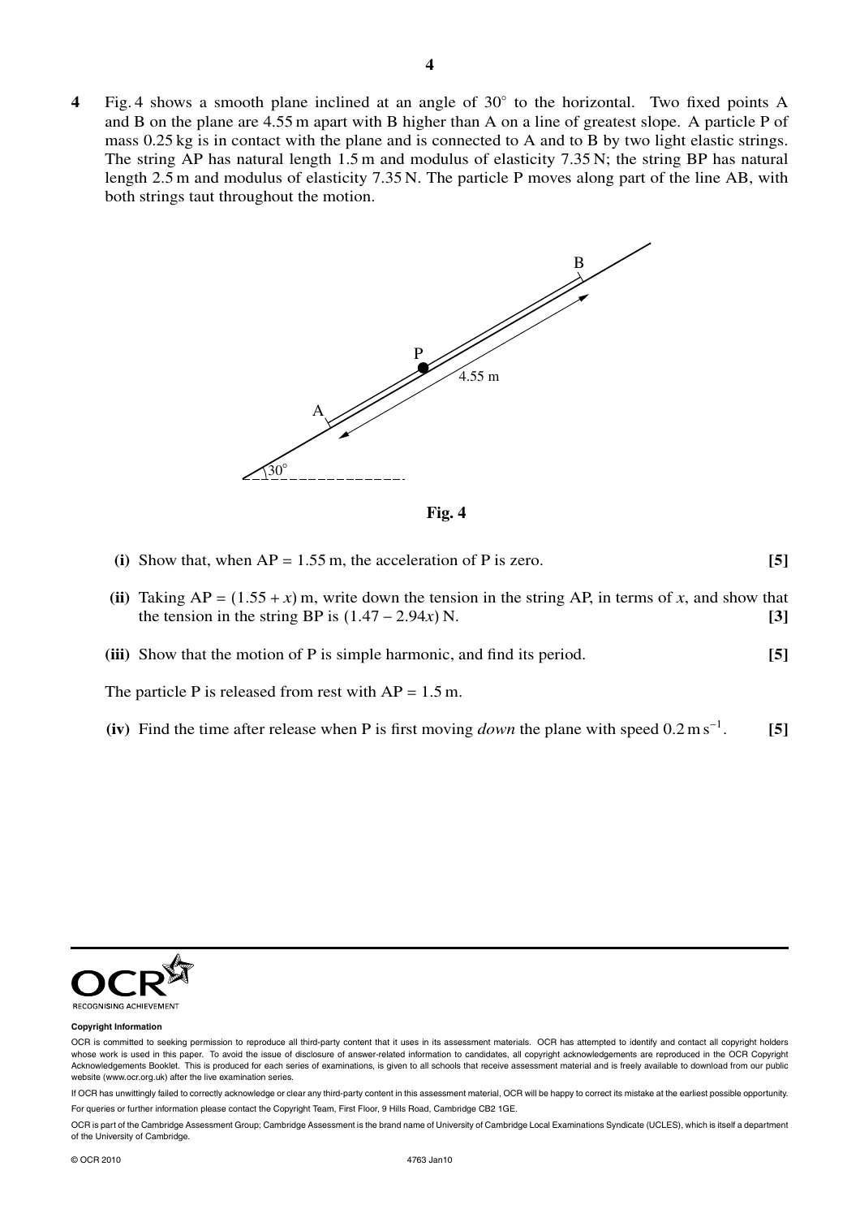**4** Fig. 4 shows a smooth plane inclined at an angle of 30° to the horizontal. Two fixed points A and B on the plane are 4.55 m apart with B higher than A on a line of greatest slope. A particle P of mass 0.25 kg is in contact with the plane and is connected to A and to B by two light elastic strings. The string AP has natural length 1.5 m and modulus of elasticity 7.35 N; the string BP has natural length 2.5 m and modulus of elasticity 7.35 N. The particle P moves along part of the line AB, with both strings taut throughout the motion.

B

P

4.55 m

A

30°

**Fig. 4**

**(i)** Show that, when AP = 1.55 m, the acceleration of P is zero. **[5]**

**(ii)** Taking AP = $(1.55 + x)$ m, write down the tension in the string AP, in terms of $x$, and show that the tension in the string BP is $(1.47 - 2.94x)$ N. **[3]**

**(iii)** Show that the motion of P is simple harmonic, and find its period. **[5]**

The particle P is released from rest with AP = 1.5 m.

**(iv)** Find the time after release when P is first moving *down* the plane with speed $0.2\,\text{m s}^{-1}$. **[5]**

**Copyright Information**

OCR is committed to seeking permission to reproduce all third-party content that it uses in its assessment materials. OCR has attempted to identify and contact all copyright holders whose work is used in this paper. To avoid the issue of disclosure of answer-related information to candidates, all copyright acknowledgements are reproduced in the OCR Copyright Acknowledgements Booklet. This is produced for each series of examinations, is given to all schools that receive assessment material and is freely available to download from our public website (www.ocr.org.uk) after the live examination series.

If OCR has unwittingly failed to correctly acknowledge or clear any third-party content in this assessment material, OCR will be happy to correct its mistake at the earliest possible opportunity.

For queries or further information please contact the Copyright Team, First Floor, 9 Hills Road, Cambridge CB2 1GE.

OCR is part of the Cambridge Assessment Group; Cambridge Assessment is the brand name of University of Cambridge Local Examinations Syndicate (UCLES), which is itself a department of the University of Cambridge.

© OCR 2010 4763 Jan10